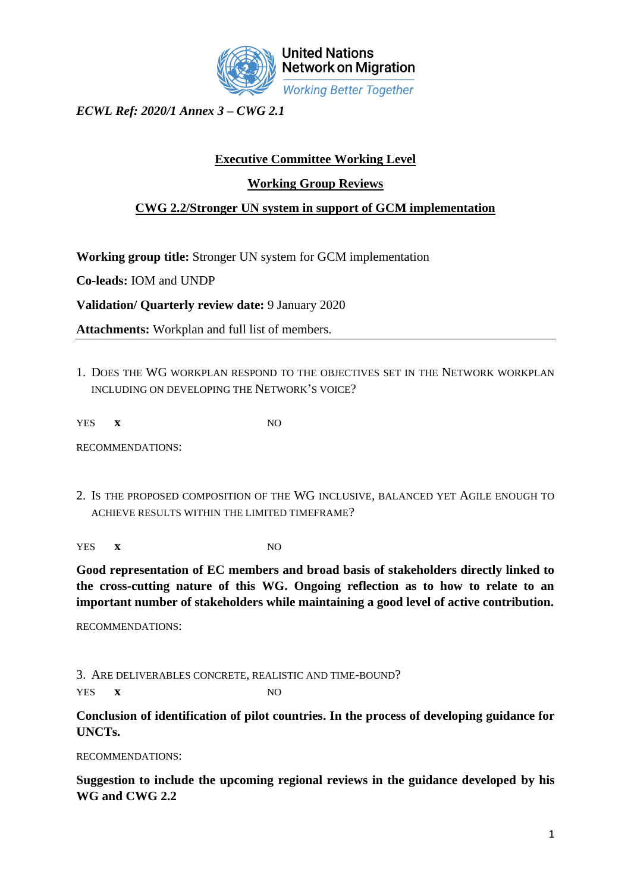United Nations Network on Migration
*Working Better Together*

*ECWL Ref: 2020/1 Annex 3 – CWG 2.1*

**Executive Committee Working Level**

**Working Group Reviews**

**CWG 2.2/Stronger UN system in support of GCM implementation**

**Working group title:** Stronger UN system for GCM implementation

**Co-leads:** IOM and UNDP

**Validation/ Quarterly review date:** 9 January 2020

**Attachments:** Workplan and full list of members.

---

1. DOES THE WG WORKPLAN RESPOND TO THE OBJECTIVES SET IN THE NETWORK WORKPLAN INCLUDING ON DEVELOPING THE NETWORK'S VOICE?

YES **x** NO

RECOMMENDATIONS:

2. IS THE PROPOSED COMPOSITION OF THE WG INCLUSIVE, BALANCED YET AGILE ENOUGH TO ACHIEVE RESULTS WITHIN THE LIMITED TIMEFRAME?

YES **x** NO

**Good representation of EC members and broad basis of stakeholders directly linked to the cross-cutting nature of this WG. Ongoing reflection as to how to relate to an important number of stakeholders while maintaining a good level of active contribution.**

RECOMMENDATIONS:

3. ARE DELIVERABLES CONCRETE, REALISTIC AND TIME-BOUND?

YES **x** NO

**Conclusion of identification of pilot countries. In the process of developing guidance for UNCTs.**

RECOMMENDATIONS:

**Suggestion to include the upcoming regional reviews in the guidance developed by his WG and CWG 2.2**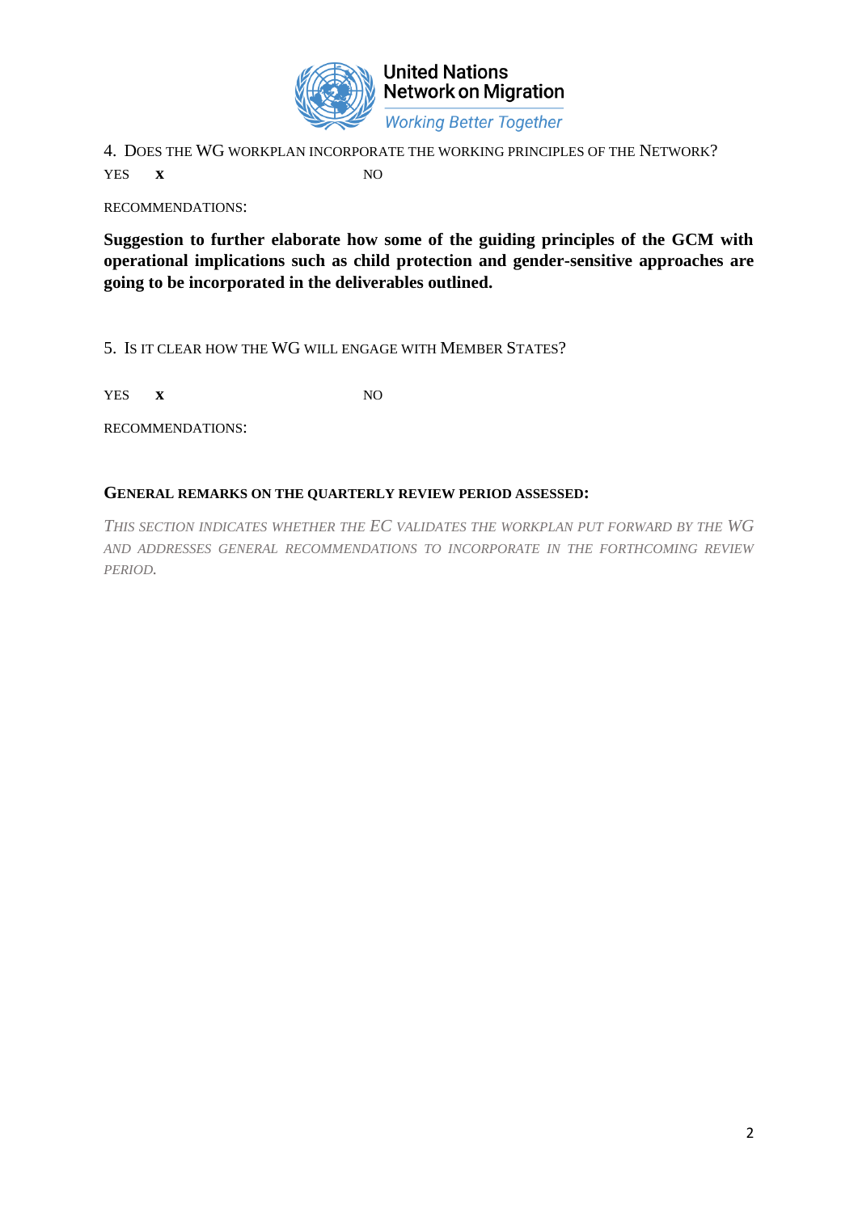4. DOES THE WG WORKPLAN INCORPORATE THE WORKING PRINCIPLES OF THE NETWORK?

YES **x** NO

RECOMMENDATIONS:

**Suggestion to further elaborate how some of the guiding principles of the GCM with operational implications such as child protection and gender-sensitive approaches are going to be incorporated in the deliverables outlined.**

5. IS IT CLEAR HOW THE WG WILL ENGAGE WITH MEMBER STATES?

YES **x** NO

RECOMMENDATIONS:

**GENERAL REMARKS ON THE QUARTERLY REVIEW PERIOD ASSESSED:**

*THIS SECTION INDICATES WHETHER THE EC VALIDATES THE WORKPLAN PUT FORWARD BY THE WG AND ADDRESSES GENERAL RECOMMENDATIONS TO INCORPORATE IN THE FORTHCOMING REVIEW PERIOD.*